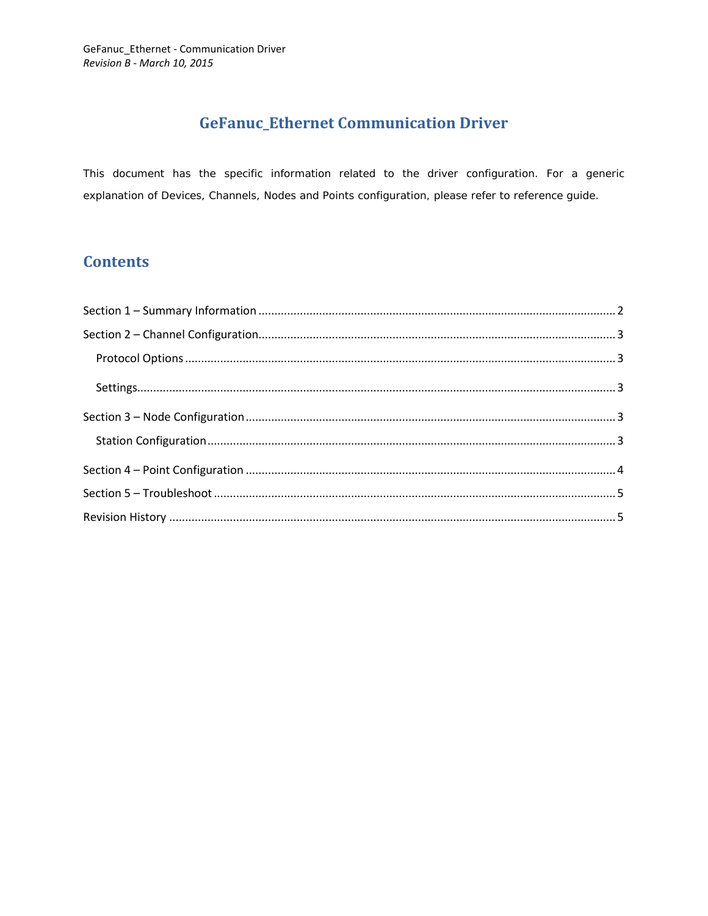# GeFanuc_Ethernet Communication Driver

This document has the specific information related to the driver configuration. For a generic explanation of Devices, Channels, Nodes and Points configuration, please refer to reference guide.

## Contents

Section 1 – Summary Information ........ 2

Section 2 – Channel Configuration ........ 3

- Protocol Options ........ 3
- Settings ........ 3

Section 3 – Node Configuration ........ 3

- Station Configuration ........ 3

Section 4 – Point Configuration ........ 4

Section 5 – Troubleshoot ........ 5

Revision History ........ 5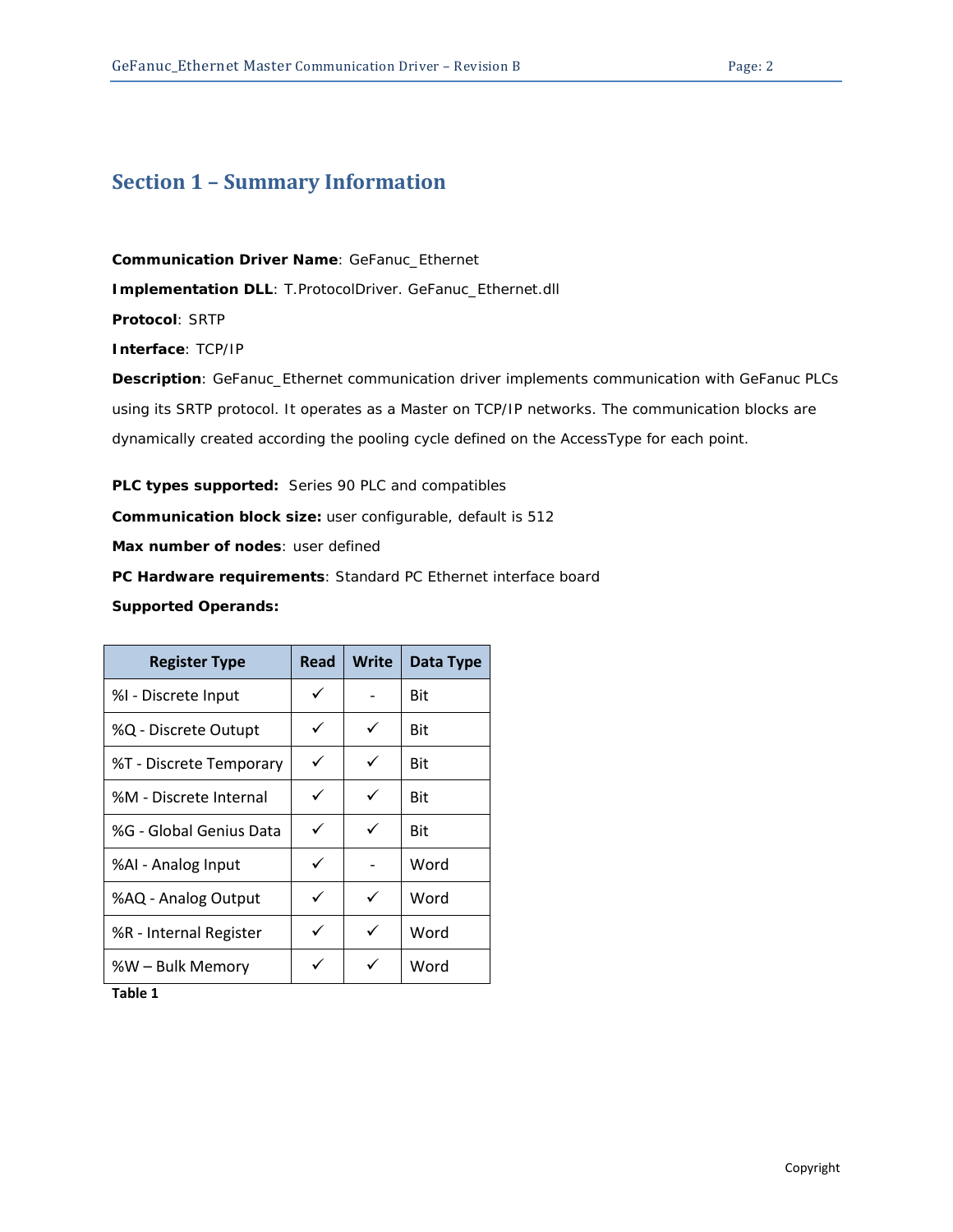## Section 1 – Summary Information

**Communication Driver Name**: GeFanuc_Ethernet

**Implementation DLL**: T.ProtocolDriver. GeFanuc_Ethernet.dll

**Protocol**: SRTP

**Interface**: TCP/IP

**Description**: GeFanuc_Ethernet communication driver implements communication with GeFanuc PLCs using its SRTP protocol. It operates as a Master on TCP/IP networks. The communication blocks are dynamically created according the pooling cycle defined on the AccessType for each point.

**PLC types supported:** Series 90 PLC and compatibles

**Communication block size:** user configurable, default is 512

**Max number of nodes**: user defined

**PC Hardware requirements**: Standard PC Ethernet interface board

**Supported Operands:**

| Register Type | Read | Write | Data Type |
|---|---|---|---|
| %I - Discrete Input | ✓ | - | Bit |
| %Q - Discrete Outupt | ✓ | ✓ | Bit |
| %T - Discrete Temporary | ✓ | ✓ | Bit |
| %M - Discrete Internal | ✓ | ✓ | Bit |
| %G - Global Genius Data | ✓ | ✓ | Bit |
| %AI - Analog Input | ✓ | - | Word |
| %AQ - Analog Output | ✓ | ✓ | Word |
| %R - Internal Register | ✓ | ✓ | Word |
| %W – Bulk Memory | ✓ | ✓ | Word |

**Table 1**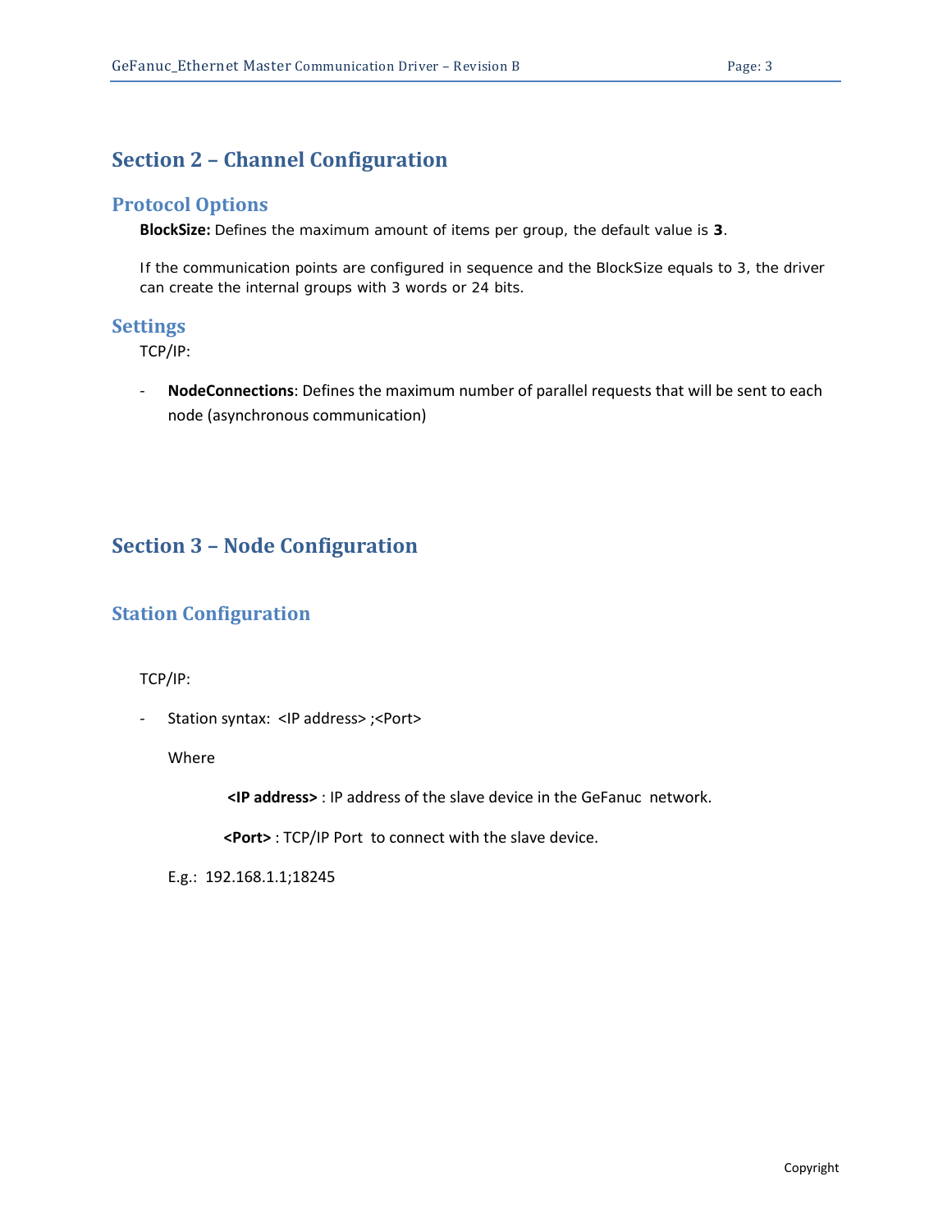# Section 2 – Channel Configuration

## Protocol Options

**BlockSize:** Defines the maximum amount of items per group, the default value is **3**.

If the communication points are configured in sequence and the BlockSize equals to 3, the driver can create the internal groups with 3 words or 24 bits.

## Settings

TCP/IP:

- **NodeConnections**: Defines the maximum number of parallel requests that will be sent to each node (asynchronous communication)

# Section 3 – Node Configuration

## Station Configuration

TCP/IP:

- Station syntax: <IP address> ;<Port>

  Where

  **<IP address>** : IP address of the slave device in the GeFanuc network.

  **<Port>** : TCP/IP Port to connect with the slave device.

  E.g.: 192.168.1.1;18245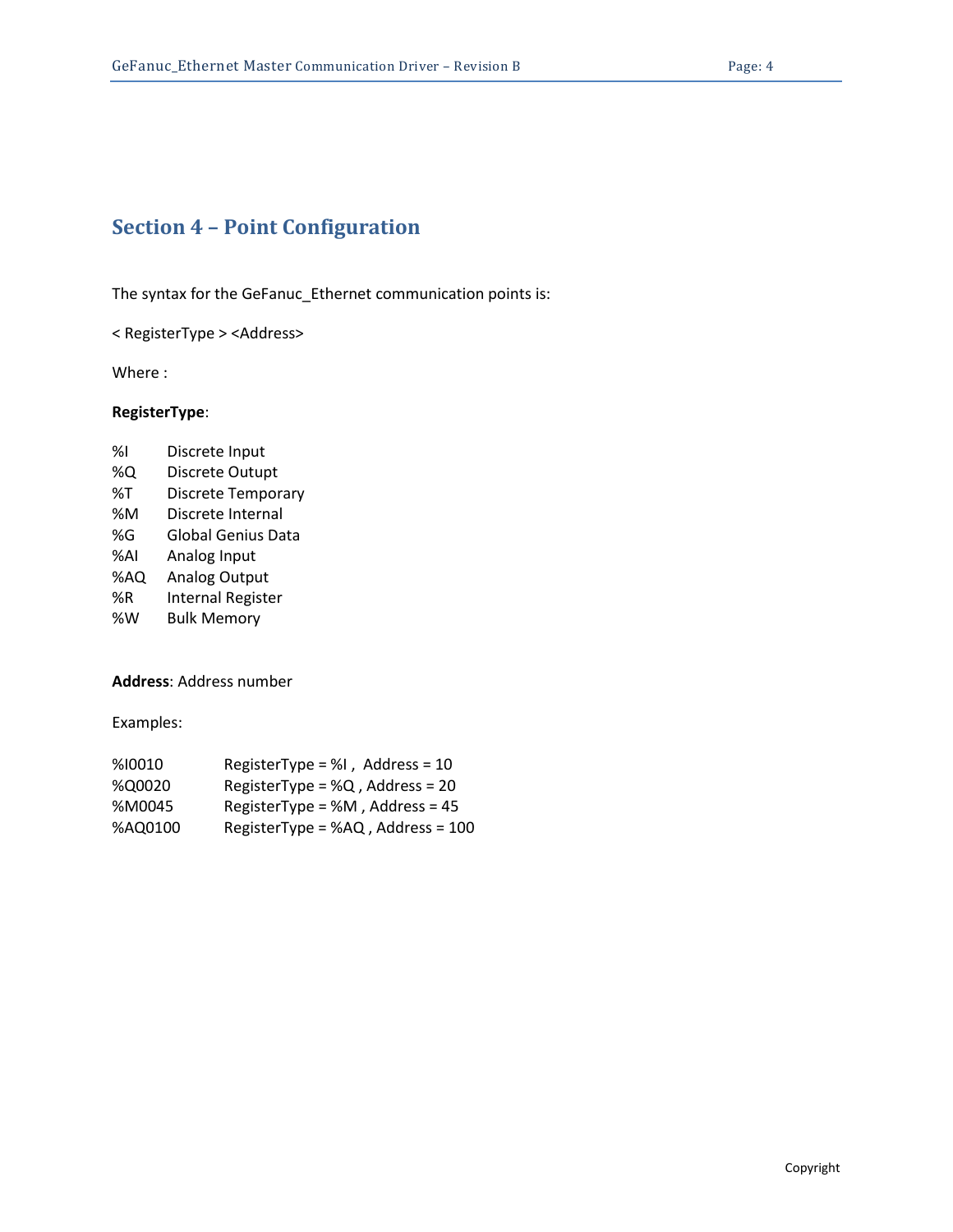# Section 4 – Point Configuration

The syntax for the GeFanuc_Ethernet communication points is:

< RegisterType > <Address>

Where :

**RegisterType**:

| | |
|---|---|
| %I | Discrete Input |
| %Q | Discrete Outupt |
| %T | Discrete Temporary |
| %M | Discrete Internal |
| %G | Global Genius Data |
| %AI | Analog Input |
| %AQ | Analog Output |
| %R | Internal Register |
| %W | Bulk Memory |

**Address**: Address number

Examples:

| | |
|---|---|
| %I0010 | RegisterType = %I , Address = 10 |
| %Q0020 | RegisterType = %Q , Address = 20 |
| %M0045 | RegisterType = %M , Address = 45 |
| %AQ0100 | RegisterType = %AQ , Address = 100 |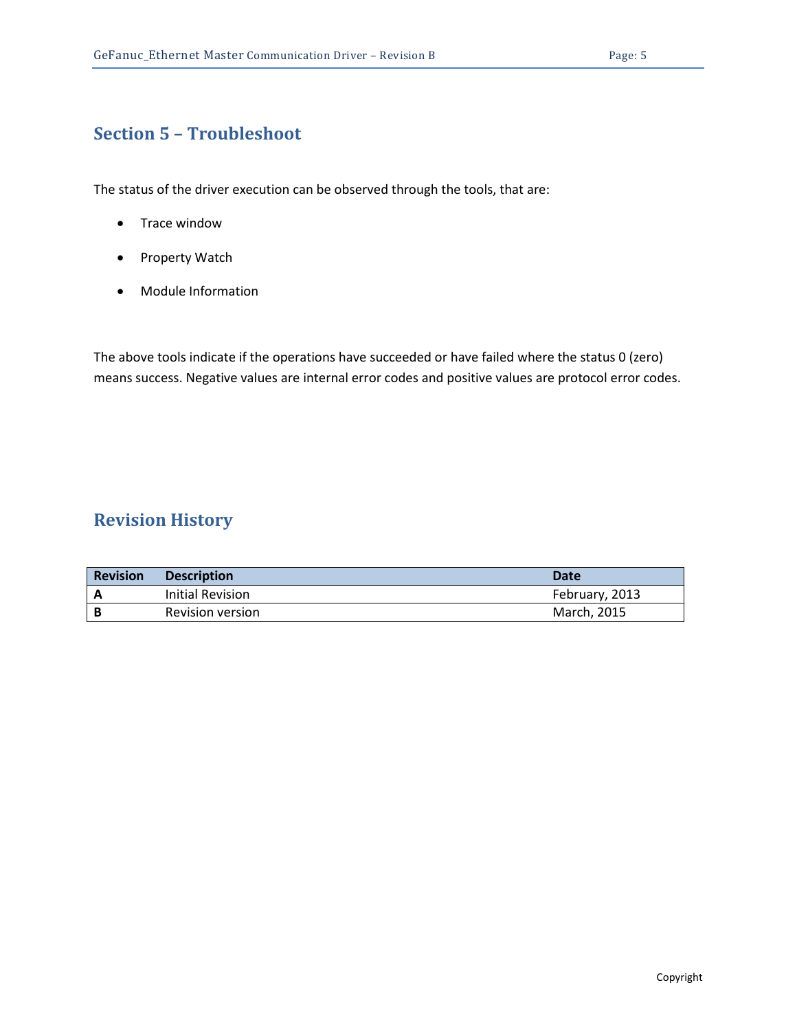## Section 5 – Troubleshoot

The status of the driver execution can be observed through the tools, that are:

- Trace window
- Property Watch
- Module Information

The above tools indicate if the operations have succeeded or have failed where the status 0 (zero) means success. Negative values are internal error codes and positive values are protocol error codes.

## Revision History

| Revision | Description | Date |
|---|---|---|
| **A** | Initial Revision | February, 2013 |
| **B** | Revision version | March, 2015 |

Copyright